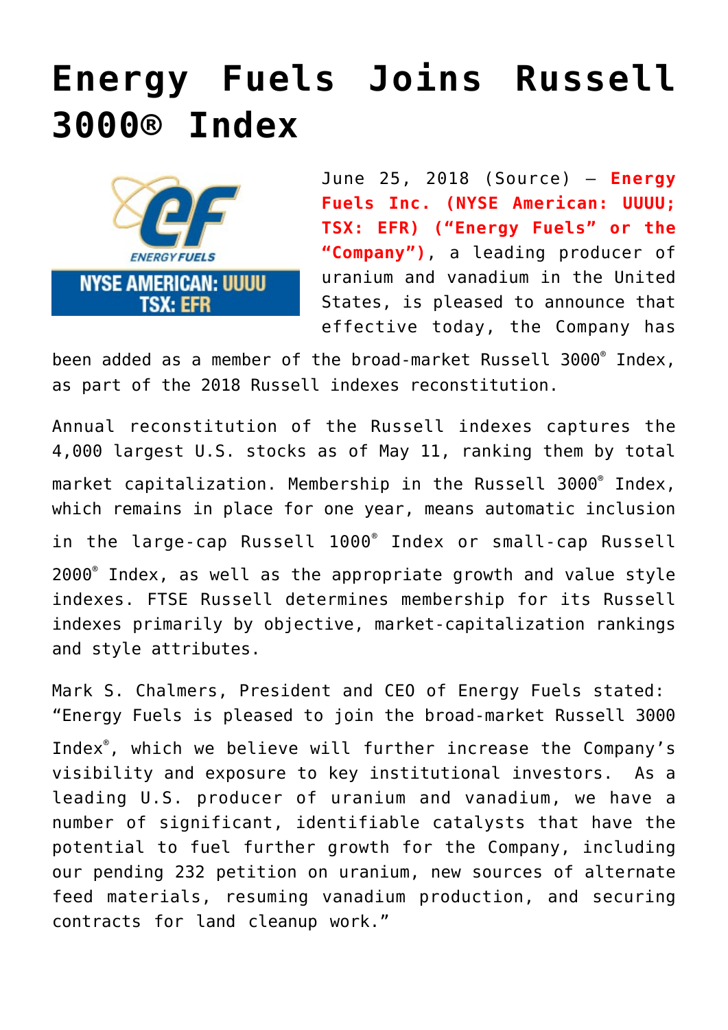# Energy Fuels Joins Russell 3000® Index

June 25, 2018 (Source) — **Energy Fuels Inc. (NYSE American: UUUU; TSX: EFR) ("Energy Fuels" or the "Company")**, a leading producer of uranium and vanadium in the United States, is pleased to announce that effective today, the Company has been added as a member of the broad-market Russell 3000® Index, as part of the 2018 Russell indexes reconstitution.

Annual reconstitution of the Russell indexes captures the 4,000 largest U.S. stocks as of May 11, ranking them by total market capitalization. Membership in the Russell 3000® Index, which remains in place for one year, means automatic inclusion in the large-cap Russell 1000® Index or small-cap Russell 2000® Index, as well as the appropriate growth and value style indexes. FTSE Russell determines membership for its Russell indexes primarily by objective, market-capitalization rankings and style attributes.

Mark S. Chalmers, President and CEO of Energy Fuels stated: "Energy Fuels is pleased to join the broad-market Russell 3000 Index®, which we believe will further increase the Company's visibility and exposure to key institutional investors. As a leading U.S. producer of uranium and vanadium, we have a number of significant, identifiable catalysts that have the potential to fuel further growth for the Company, including our pending 232 petition on uranium, new sources of alternate feed materials, resuming vanadium production, and securing contracts for land cleanup work."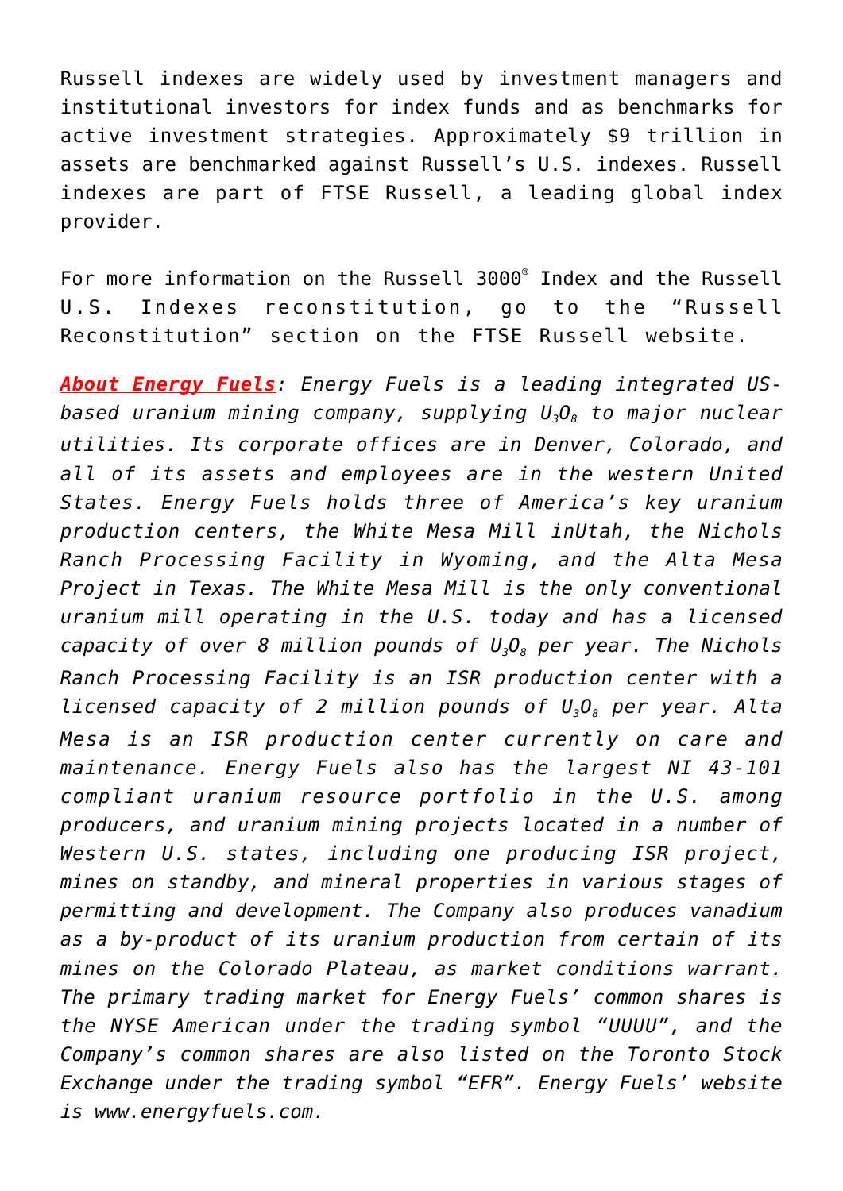Russell indexes are widely used by investment managers and institutional investors for index funds and as benchmarks for active investment strategies. Approximately $9 trillion in assets are benchmarked against Russell's U.S. indexes. Russell indexes are part of FTSE Russell, a leading global index provider.

For more information on the Russell 3000® Index and the Russell U.S. Indexes reconstitution, go to the "Russell Reconstitution" section on the FTSE Russell website.

***About Energy Fuels****: Energy Fuels is a leading integrated US-based uranium mining company, supplying $U_3O_8$ to major nuclear utilities. Its corporate offices are in Denver, Colorado, and all of its assets and employees are in the western United States. Energy Fuels holds three of America's key uranium production centers, the White Mesa Mill inUtah, the Nichols Ranch Processing Facility in Wyoming, and the Alta Mesa Project in Texas. The White Mesa Mill is the only conventional uranium mill operating in the U.S. today and has a licensed capacity of over 8 million pounds of $U_3O_8$ per year. The Nichols Ranch Processing Facility is an ISR production center with a licensed capacity of 2 million pounds of $U_3O_8$ per year. Alta Mesa is an ISR production center currently on care and maintenance. Energy Fuels also has the largest NI 43-101 compliant uranium resource portfolio in the U.S. among producers, and uranium mining projects located in a number of Western U.S. states, including one producing ISR project, mines on standby, and mineral properties in various stages of permitting and development. The Company also produces vanadium as a by-product of its uranium production from certain of its mines on the Colorado Plateau, as market conditions warrant. The primary trading market for Energy Fuels' common shares is the NYSE American under the trading symbol "UUUU", and the Company's common shares are also listed on the Toronto Stock Exchange under the trading symbol "EFR". Energy Fuels' website is www.energyfuels.com.*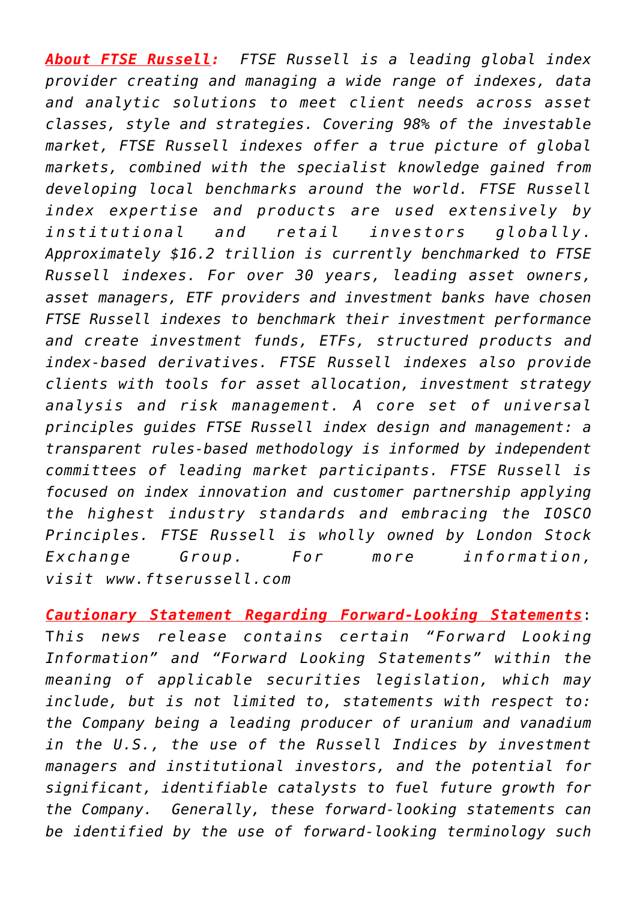***About FTSE Russell:*** *FTSE Russell is a leading global index provider creating and managing a wide range of indexes, data and analytic solutions to meet client needs across asset classes, style and strategies. Covering 98% of the investable market, FTSE Russell indexes offer a true picture of global markets, combined with the specialist knowledge gained from developing local benchmarks around the world. FTSE Russell index expertise and products are used extensively by institutional and retail investors globally. Approximately $16.2 trillion is currently benchmarked to FTSE Russell indexes. For over 30 years, leading asset owners, asset managers, ETF providers and investment banks have chosen FTSE Russell indexes to benchmark their investment performance and create investment funds, ETFs, structured products and index-based derivatives. FTSE Russell indexes also provide clients with tools for asset allocation, investment strategy analysis and risk management. A core set of universal principles guides FTSE Russell index design and management: a transparent rules-based methodology is informed by independent committees of leading market participants. FTSE Russell is focused on index innovation and customer partnership applying the highest industry standards and embracing the IOSCO Principles. FTSE Russell is wholly owned by London Stock Exchange Group. For more information, visit www.ftserussell.com*

***Cautionary Statement Regarding Forward-Looking Statements***: T*his news release contains certain "Forward Looking Information" and "Forward Looking Statements" within the meaning of applicable securities legislation, which may include, but is not limited to, statements with respect to: the Company being a leading producer of uranium and vanadium in the U.S., the use of the Russell Indices by investment managers and institutional investors, and the potential for significant, identifiable catalysts to fuel future growth for the Company. Generally, these forward-looking statements can be identified by the use of forward-looking terminology such*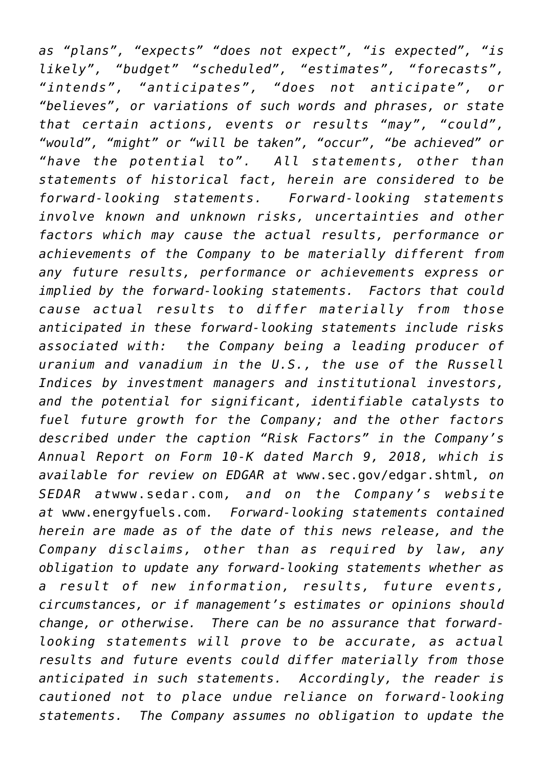*as "plans", "expects" "does not expect", "is expected", "is likely", "budget" "scheduled", "estimates", "forecasts", "intends", "anticipates", "does not anticipate", or "believes", or variations of such words and phrases, or state that certain actions, events or results "may", "could", "would", "might" or "will be taken", "occur", "be achieved" or "have the potential to". All statements, other than statements of historical fact, herein are considered to be forward-looking statements. Forward-looking statements involve known and unknown risks, uncertainties and other factors which may cause the actual results, performance or achievements of the Company to be materially different from any future results, performance or achievements express or implied by the forward-looking statements. Factors that could cause actual results to differ materially from those anticipated in these forward-looking statements include risks associated with: the Company being a leading producer of uranium and vanadium in the U.S., the use of the Russell Indices by investment managers and institutional investors, and the potential for significant, identifiable catalysts to fuel future growth for the Company; and the other factors described under the caption "Risk Factors" in the Company's Annual Report on Form 10-K dated March 9, 2018, which is available for review on EDGAR at* www.sec.gov/edgar.shtml, *on SEDAR at*www.sedar.com, *and on the Company's website at* www.energyfuels.com. *Forward-looking statements contained herein are made as of the date of this news release, and the Company disclaims, other than as required by law, any obligation to update any forward-looking statements whether as a result of new information, results, future events, circumstances, or if management's estimates or opinions should change, or otherwise. There can be no assurance that forward-looking statements will prove to be accurate, as actual results and future events could differ materially from those anticipated in such statements. Accordingly, the reader is cautioned not to place undue reliance on forward-looking statements. The Company assumes no obligation to update the*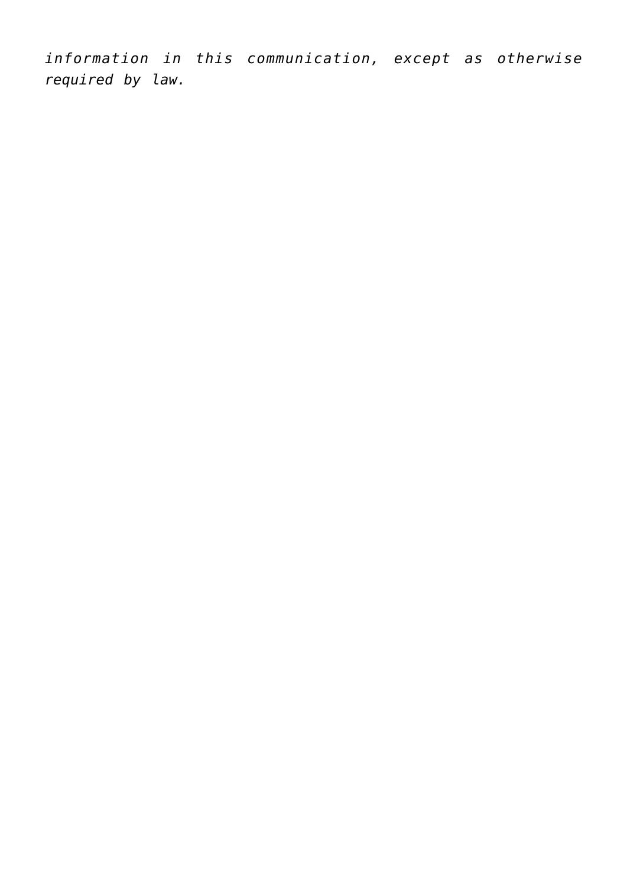*information in this communication, except as otherwise required by law.*